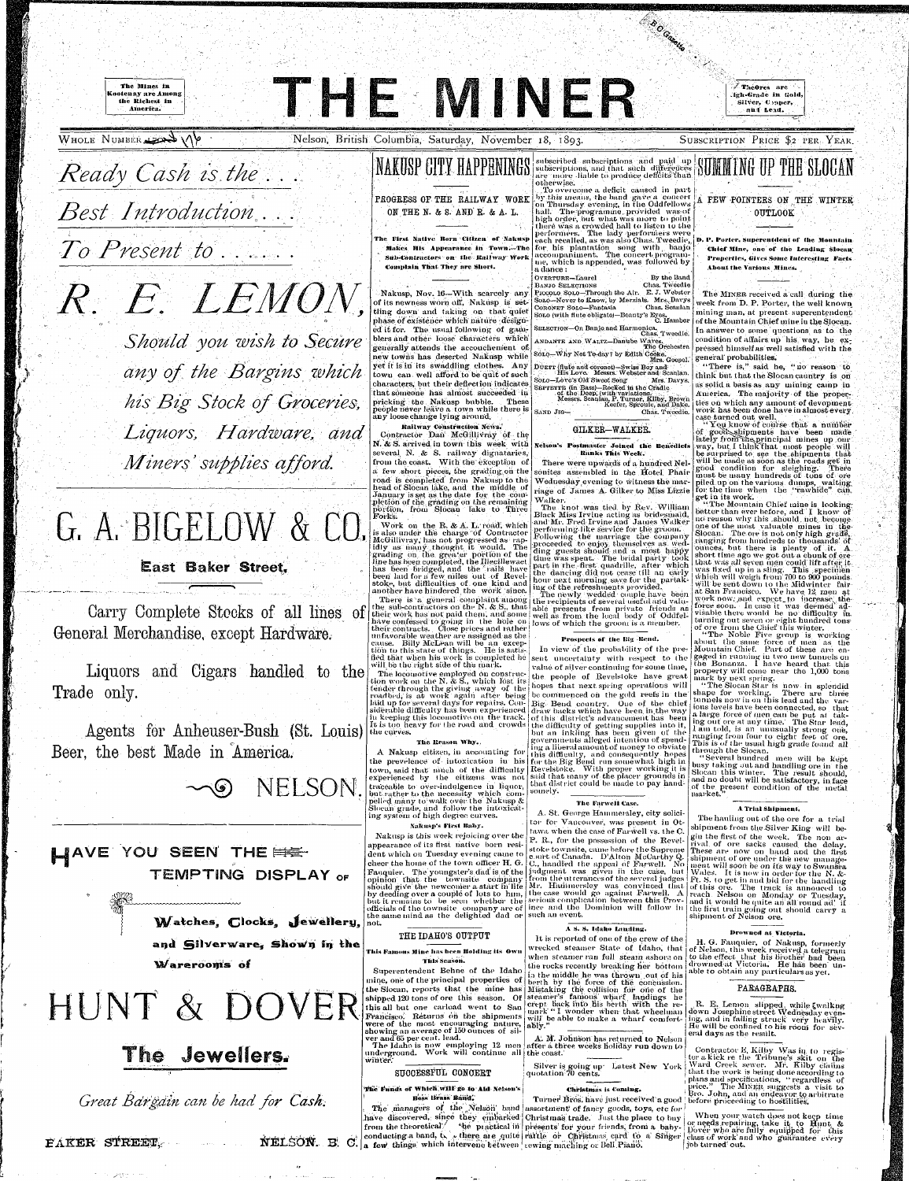The Mines in Kootenay are Among the Richest in America.

# THE MINER

The Ores are High-Grade in Gold, Silver, Copper, and Lead.

WHOLE NUMBER 176 — Nelson, British Columbia, Saturday, November 18, 1893. — SUBSCRIPTION PRICE $2 PER YEAR.

*Ready Cash is the . . .*

*Best Introduction . . .*

*To Present to . . . . . .*

# *R. E. LEMON,*

*Should you wish to Secure any of the Bargins which his Big Stock of Groceries, Liquors, Hardware, and Miners' supplies afford.*

# G. A. BIGELOW & CO.

**East Baker Street,**

Carry Complete Stocks of all lines of General Merchandise, except Hardware.

Liquors and Cigars handled to the Trade only.

Agents for Anheuser-Bush (St. Louis) Beer, the best Made in America.

NELSON.

**HAVE YOU SEEN THE TEMPTING DISPLAY OF**

**Watches, Clocks, Jewellery, and Silverware, Shown in the Warerooms of**

# HUNT & DOVER

## The Jewellers.

*Great Bargain can be had for Cash.*

BAKER STREET, NELSON, B. C.

# NAKUSP CITY HAPPENINGS

### PROGRESS OF THE RAILWAY WORK ON THE N. & S. AND R. & A. L.

**The First Native Born Citizen of Nakusp Makes His Appearance in Town—The Sub-Contractors on the Railway Work Complain That They are Short.**

Nakusp, Nov. 16—With scarcely any of its newness worn off, Nakusp is settling down and taking on that quiet phase of existence which nature designed it for. The usual following of gamblers and other loose characters which generally attends the accouchement of new towns has deserted Nakusp while yet it is in its swaddling clothes. Any town can well afford to be quit of such characters, but their deflection indicates that someone has almost succeeded in pricking the Nakusp bubble. These people never leave a town while there is any loose change lying around.

**Railway Construction News.**

Contractor Dan McGillivray of the N. & S. arrived in town this week with several N. & S. railway dignitaries, from the coast. With the exception of a few short pieces, the grading on the road is completed from Nakusp to the head of Slocan lake, and the middle of January is set as the date for the completion of the grading on the remaining portion, from Slocan lake to Three Forks.

Work on the R. & A. L. road, which is also under the charge of Contractor McGillivray, has not progressed as rapidly as many thought it would. The grading on the greater portion of the line has been completed, the Illecillewaet has been bridged, and the rails have been laid for a few miles out of Revelstoke, but difficulties of one kind and another have hindered the work since.

There is a general complaint among the sub-contractors on the N. & S., that their work has not paid them, and some have confessed to going in the hole on their contracts. Close prices and rather unfavorable weather are assigned as the cause. Billy McLean will be an exception to this state of things. He is satisfied that when his work is completed he will be the right side of the mark.

The locomotive employed on construction work on the N. & S., which lost its tender through the giving away of the roadbed, is at work again after being laid up for several days for repairs. Considerable difficulty has been experienced in keeping this locomotive on the track. It is too heavy for the road and crowds the curves.

**The Reason Why.**

A Nakusp citizen, in accounting for the prevelence of intoxication in his town, said that much of the difficulty experienced by the citizens was not traceable to over-indulgence in liquor, but rather to the necessity which compelled many to walk over the Nakusp & Slocan grade, and follow the intoxicating system of high degree curves.

**Nakusp's First Baby.**

Nakusp is this week rejoicing over the appearance of its first native born resident which on Tuesday evening came to cheer the home of the town officer H. G. Fauquier. The youngster's dad is of the opinion that the townsite company should give the newcomer a start in life by deeding over a couple of lots to him, but it remains to be seen whether the officials of the townsite company are of the same mind as the delighted dad or not.

### THE IDAHO'S OUTPUT

**This Famous Mine has been Holding its Own This Season.**

Superentendent Behne of the Idaho mine, one of the principal properties of the Slocan, reports that the mine has shipped 120 tons of ore this season. Of this all but one carload went to San Francisco. Returns on the shipments were of the most encouraging nature, showing an average of 150 ounces of silver and 65 per cent. lead.

The Idaho is now employing 12 men underground. Work will continue all winter.

### SUCCESSFUL CONCERT

**The Funds of Which will go to Aid Nelson's Boss Brass Band.**

The managers of the Nelson band have discovered, since they embarked from the theoretical to the practical in conducting a band, that there are quite a few things which intervene between subscribed subscriptions and paid up subscriptions, and that such differences are more liable to produce deficits than otherwise.

To overcome a deficit caused in part by this means, the band gave a concert on Thursday evening, in the Oddfellows hall. The programme provided was of high order, but what was more to point there was a crowded hall to listen to the performers. The lady performers were each recalled, as was also Chas. Tweedie, for his plantation song with banjo accompaniment. The concert programme, which is appended, was followed by a dance:

OVERTURE—Laurel — By the Band
BANJO SELECTIONS — Chas. Tweedie
PICCOLO SOLO—Through the Air. — E. J. Webster
SOLO—Never to Know, by Marzials. — Mrs. Davys
CORONET SOLO—Fantasia — Chas. Scanlan
SOLO (with flute obligato)—Beauty's Eyes. — C. Hamber
SELECTION—On Banjo and Harmonica. — Chas. Tweedie.
ANDANTE AND WALTZ—Danube Waves. — The Orchestra
SOLO—Why Not To-day? by Edith Cooke. — Mrs. Goepel.
DUETT (flute and coronet)—Swiss Boy and His Love. — Messrs. Webster and Scanlan.
SOLO—Love's Old Sweet Song — Mrs. Davys.
SEPTETTE (in Bass)—Rocked in the Cradle of the Deep, (with variations. — Messrs. Scanlan, P. Turner, Kilby, Brown, Keefer, Sproule, and Duke.
SAND JIG— — Chas. Tweedie.

### GILKER—WALKER.

**Nelson's Postmaster Joined the Benedicts Ranks This Week.**

There were upwards of a hundred Nelsonites assembled in the Hotel Phair Wednesday evening to witness the marriage of James A. Gilker to Miss Lizzie Walker.

The knot was tied by Rev. William Black, Miss Irvine acting as bridesmaid, and Mr. Fred Irvine and James Walker performing like service for the groom. Following the marriage the company proceeded to enjoy themselves as wedding guests should and a most happy time was spent. The bridal party took part in the first quadrille, after which the dancing did not cease till an early hour next morning save for the partaking of the refreshments provided.

The newly wedded couple have been the recipients of several useful and valuable presents from private friends as well as from the local body of Oddfellows of which the groom is a member.

**Prospects of the Big Bend.**

In view of the probability of the present uncertainty with respect to the value of silver continuing for some time, the people of Revelstoke have great hopes that next spring operations will be commenced on the gold reefs in the Big Bend country. One of the chief draw backs which have been in the way of this district's advancement has been the difficulty of getting supplies into it, but an inkling has been given of the governments alleged intention of spending a liberal amount of money to obviate this difficulty, and consequently hopes for the Big Bend run somewhat high in Revelstoke. With proper working it is said that many of the placer grounds in that district could be made to pay handsomely.

**The Farwell Case.**

A. St. George Hammersley, city solicitor for Vancouver, was present in Ottawa when the case of Farwell vs. the C. P. R., for the possession of the Revelstoke townsite, came before the Supreme Court of Canada. D'Alton McCarthy Q. C., handled the appeal of Farwell. No judgment was given in the case, but from the utterance of the several judges Mr. Hammersley was convinced that the case would go against Farwell. A serious complication between this Province and the Dominion will follow in such an event.

**A S. S. Idaho Landing.**

It is reported of one of the crew of the wrecked steamer State of Idaho, that when steamer ran full steam ashore on the rocks recently breaking her bottom in the middle he was thrown out of his berth by the force of the concussion. Mistaking the collision for one of the steamer's famous wharf landings he crept back into his berth with the remark "I wonder when that wheelman will be able to make a wharf comfortably."

A. M. Johnson has returned to Nelson after a three weeks holiday run down to the coast.

Silver is going up. Latest New York quotation 70 cents.

**Christmas is Coming.**

Turner Bros. have just received a good assortment of fancy goods, toys, etc for Christmas trade. Just the place to buy presents for your friends, from a baby-rattle or Christmas card to a Singer sewing machine or Bell Piano.

# SUMMING UP THE SLOCAN

### A FEW POINTERS ON THE WINTER OUTLOOK

**D. P. Porter, Superintendent of the Mountain Chief Mine, one of the Leading Slocan Properties, Gives Some Interesting Facts About the Various Mines.**

The MINER received a call during the week from D. P. Porter, the well known mining man, at present superentendent of the Mountain Chief mine in the Slocan. In answer to some questions as to the condition of affairs up his way, he expressed himself as well satisfied with the general probabilities.

"There is," said he, "no reason to think but that the Slocan country is on as solid a basis as any mining camp in America. The majority of the properties on which any amount of development work has been done have in almost every case turned out well.

"You know of course that a number of good shipments have been made lately from the principal mines up our way, but I think that most people will be surprised to see the shipments that will be made as soon as the roads get in good condition for sleighing. There must be many hundreds of tons of ore piled up on the various dumps, waiting for the time when the "rawhide" can get in its work.

"The Mountain Chief mine is looking better than ever before, and I know of no reason why this should not become one of the most valuable mines in the Slocan. The ore is not only high grade, ranging from hundreds to thousands of ounces, but there is plenty of it. A short time ago we got out a chunk of ore that was all seven men could lift after it was fixed up in a sling. This specimen which will weigh from 700 to 900 pounds, will be sent down to the Midwinter fair at San Francisco. We have 12 men at work now, and expect to increase the force soon. In case it was deemed advisable there would be no difficulty in turning out seven or eight hundred tons of ore from the Chief this winter.

"The Noble Five group is working about the same force of men as the Mountain Chief. Part of these are engaged in running in two new tunnels on the Bonanza. I have heard that this property will come near the 1,000 tons mark by next spring.

"The Slocan Star is now in splendid shape for working. There are three tunnels now in on this lead and the various levels have been connected, so that a large force of men can be put at taking out ore at any time. The Star lead, I am told, is an unusually strong one, ranging from four to eight feet of ore. This is of the usual high grade found all through the Slocan.

"Several hundred men will be kept busy taking out and handling ore in the Slocan this winter. The result should, and no doubt will be satisfactory, in face of the present condition of the metal market."

**A Trial Shipment.**

The hauling out of the ore for a trial shipment from the Silver King will begin the first of the week. The non arrival of ore sacks caused the delay. These are now on hand and the first shipment of ore under the new management will soon be on its way to Swansea Wales. It is now in order for the N. & Ft. S. to get in and bid for the handling of this ore. The track is annouced to reach Nelson on Monday or Tuesday, and it would be quite an all round ad' if the first train going out should carry a shipment of Nelson ore.

**Drowned at Victoria.**

H. G. Fauquier, of Nakusp, formerly of Nelson, this week received a telegram to the effect that his brother had been drowned at Victoria. He has been unable to obtain any particulars as yet.

### PARAGRAPHS.

R. E. Lemon slipped while walking down Josephine street Wednesday evening, and in falling struck very heavily. He will be confined to his room for several days as the result.

Contractor E. Kilby was in to register a kick re the Tribune's skit on the Ward Creek sewer. Mr. Kilby claims that the work is being done according to plans and specifications, "regardless of price." The MINER suggests a visit to Bro. John, and an endeavor to arbitrate before proceeding to hostilities.

When your watch does not keep time or needs repairing, take it to Hunt & Dover who are fully equipped for this class of work and who guarantee every job turned out.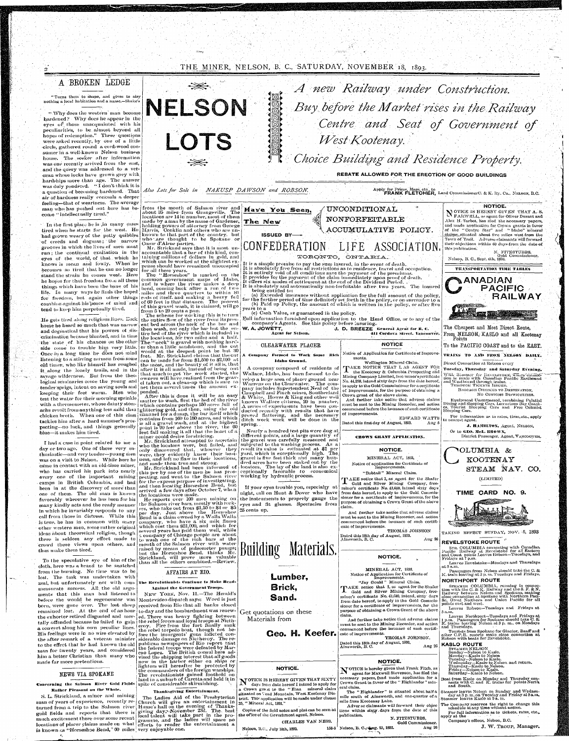## A BROKEN LEDGE

"Turns them to shape, and gives to airy nothing a local habitation and a name.—Shake's

"Why does the western man become hardened? Why does he appear in the eyes of those unacquainted with his peculiarities, to be almost beyond all hopes of redemption." These questions were asked recently, by one of a little circle, gathered round a cord-wood consumer in a well-known Nelson business house. The seeker after information was one recently arrived from the east, and the query was addressed to a veteran whose locks have grown grey with hardships more than age. The answer was duly pondered. "I don't think it is a question of becoming hardened. That air of hardness really conceals a deeper feeling—that of weariness. The average man who has pushed out here has become "intellectually tired."

In the first place he is in many cases tired when he starts for the west. He had grown weary of the petty quibbles of creeds and dogmas; the narrow grooves in which the lives of men must run; the continual exaltation in the eyes of the world, of that which he knows is mean and lowly. When he becomes so tired that he can no longer stand the strain he comes west. Here he hopes for that freedom from all these things which have been the bane of his life. In many ways he finds the hoped for freedom, but again other things combine against his peace of mind and tend to keep him perpetually tired.

He gets tired along religious lines. Back home he heard so much that was narrow and dogmatical that his powers of discrimination became blunted, and in time the state of his chances on the other side come to trouble him very little. Once in a long time he does not mind listening to a stirring sermon from some old timer, who like himself has roughed it along the lonely trails, and in the savage wilderness. But from the theological seminaries come the young and tender sprigs, intent on saving souls and keeping their feet warm. Men who test the water for their morning sprinkle with a thermometer, whose dainty stomachs revolt from anything less mild than chicken broth. When one of this class tackles him after a hard summer's prospecting—no luck, and things generally blue—it makes him tired.

I had a case in point related to me a day or two ago. One of these very enthusiastic—and very tender—young men was on a visit to Nelson. While here he came in contact with an old-time miner, who has carried his pack into nearly every one of the important mining camps in British Columbia, and has been in at the discovery of more than one of them. The old man is known favorably wherever he has been for his many kindly acts and the ready manner in which he invariably responds to any call from those in distress. While this is true, he has in common with many other western men, some rather original ideas about theoretical religion, though there is seldom any effort made to crowd these views upon others, and thus make them tired.

To the speculative eye of him of the cloth, here was a brand to be snatched from the burning. No time was to be lost. The task was undertaken with zeal, but unfortunately not with commensurate success. All the old arguments that this man had listened to before the would be regenerator was born, were gone over. The lost sheep remained lost. At the end of an hour the exhorter retired disgusted and mortally offended because he failed to gain a convert along his own peculiar lines. His feelings were in no wise elevated by the after remark of a veteran minister to the effect that he had known the old man for twenty years, and considered him a better Christian than many who made far more pretentions.

## NEWS VIA SPOKANE

### Concerning the Salmon River Gold Fields Rather Pleasant on the Whole.

S. L. Strickland, a miner and mining man of years of experience, recently returned from a trip to the Salmon river gold fields and reports that there is much excitement there over some recent locations of placer claims made on what is known as "Horseshoe Bend," 60 miles from the mouth of Salmon river and about 35 miles from Grangeville. The locations are 14 in number, most of them made by a man by the name of Gardener, holding powers of attorney from George Harris, Conklin and others who are unknown to that part of the country, but who are thought to be Spokane or Coeur d'Alene parties.

Mr. Strickland says that it is most unaccountable that a bar of this kind, containing millions of dollars in gold, and which can be worked at the slightest expense should have remained unoccupied for all these years.

The "Horseshoe" is marked on the common government maps of Idaho, and is where the river makes a deep bend, coming back after a run of two miles and three quarters to within 80 rods of itself, and making a heavy fall of 60 feet in that distance. The poorest of this gravel wash, it is claimed, will go from 5 to 20 cents a pan.

The scheme for working this is to turn the entire flow of the river from its present bed across the neck of the bar and then wash, not only the bar but the entire bed of the river which is included in the locations, for two miles and a half. The "neck" is gravel with nothing harder than a little sandstone, and the cut would at the deepest point be but 30 feet. Mr. Strickland claims that the cut can be made for from $1,500 to $2,000 at the most, and the beauty of it all is, that after it is all made, instead of being out that much to get the work started, the owners will have realized from the gravel taken out, a clean-up which is sure to net them several times the amount expended.

After this is done it will be an easy matter to wash, first the bed of the river which contains perhaps 150 acres full of glittering gold, and then, using the old channel for a dump, the bar itself which contains from 160 to 180 acres, and which is all a gravel wash, and at the highest point is 30 feet above the river, the 60 feet fall making it all that the heart of a miner could desire for sluicing.

Mr. Strickland attempted to ascertain who the locators were, but failed, and only discovered that, whoever they were, they evidently knew their business, and left no flaw in their locations, and made them true and strong.

Mr. Strickland had been informed of this per by one of the men he has prospecting, and went to the Salmon river for the express purpose of investigating, and then locating Horseshoe Bend, but arrived a few days after October 7, when the locations were made.

He reports over 100 men mining on the Salmon river bars, mostly with rockers, who take out from $1.50 to $4 or $5 per day. Just above the Horseshoe Bend is a claim owned by a Walla Walla company, who have a six mile flume which cost them $21,000, and which for several years has paid them well, while a company of Chicago people are about to wash one of the rich bars at the mouth of the Salmon river with water raised by means of pulsometer pumps; but the Horseshoe Bend, thinks Mr. Strickland, will prove more valuable than all the others combined.—Review.

## AFFAIRS AT RIO.

### The Revolutionists Continue to Make Headway Against the Government Troops.

NEW YORK, Nov. 11.—The Herald's Montevideo dispatch says: Word is just received from Rio that all banks closed today and the bombardment was renewed. There was heavy fighting between the rebel forces and loyal troops at Nictheroy. Fire from the fort finally sank the rebel torpedo boat, though not before the insurgents' guns inflicted considerable damage on Nictheroy. The republican newspapers of Rio report that the federal troops were defeated by Marcao Lopez. The British consul here advised the shipping interest that all goods now in the harbor either on ships or lighters will hereafter be protected by the commanders of the foreign warships. The revolutionists gained foothold on land in a suburb of Caretta and held it in spite of considerable skirmishing.

### Thanksgiving Entertainment.

The Ladies Aid of the Presbyterian Church will give an entertainment in Hume's hall on the evening of Thanksgiving day—November 23d. The best local talent will take part in the programme, and the ladies will spare no efforts to render the entertainment a very enjoyable one.

---

# NELSON LOTS

*A new Railway under Construction.*

*Buy before the Market rises in the Railway Centre and Seat of Government of West Kootenay.*

*Choice Building and Residence Property.*

**REBATE ALLOWED FOR THE ERECTION OF GOOD BUILDINGS**

*Also Lots for Sale in NAKUSP DAWSON and ROBSON.*

Apply for Prices, Maps, etc., to **FRANK FLETCHER**, Land Commissioner C. & K. Ry. Co., NELSON, B.C.

---

**Have You Seen, The New**

UNCONDITIONAL NONFORFEITABLE ACCUMULATIVE POLICY.

ISSUED BY—

# CONFEDERATION LIFE ASSOCIATION,

TORONTO, ONTARIA.

It is a simple promise to pay the sum insured, in the event of death.
It is absolutely free from all restrictions as to residence, travel and occupation.
It is entirely void of all conditions save the payment of the premiums.
It provides for the payment of the claim immediately upon proof of death.
It offers six modes of settlement at the end of the Dividend Period.
It is absolutely and automatically non-forfeitable after two years. The insured being entitled to:
(a) Extended insurance without application for the full amount of the policy, for the further period of time definitely set forth in the policy, or on surrender to a
(b) Paid up Policy, the amount of which is written in the policy, or after five years to a
(c) Cash Value, as guaranteed in the policy.

Full information furnished upon application to the Head Office, or to any of the company's Agents. See this policy before insuring.

**W. A. JOWETT,** Agent for Nelson.

**J. D. BREEZE** General Agent for B. C. 411 Cordova Street, Vancouver.

---

## CLEARWATER PLACER

### A Company Formed to Work Some Rich Idaho Ground.

A company composed of residents of Wallace, Idaho, has been formed to develop a large area of placer ground near Warrens on the Clearwater. The company includes Superintendent Neal of the Campbell and Finch mines, Southerland & White, Howes & King and other well known Wallace citizens, 20 in number. A series of experiments have been conducted recently with results that have proved flattering, and the necessary ditch work work will be done in the spring.

Nearly a hundred test pits were dug at different points, and a large quantity of the gravel was carefully measured and subjected to the washing process. As a result its value is estimated at $1 per yard, which is exceptionally high. The gravel is five feet thick and many hundred acres have been staked out by the locators. The lay of the land is also exceptionally favorable to economical working by hydraulic process.

---

If your eyes trouble you, especially at night, call on Hunt & Dover who have the instruments to properly gauge the eyes and fit glasses. Spectacles from 25 cents up.

---

# Building Materials.

**Lumber, Brick, Sand.**

Get quotations on these Materials from

**Geo. H. Keefer.**

---

## NOTICE.

NOTICE IS HEREBY GIVEN THAT SIXTY days from date hereof I intend to apply for a Crown grant to the "Elan mineral claim situated on Toad Mountain, West Kootenay District. This application will be made under clause 35, "Mineral Act, 1891."

Copies of the field notes and plat can be seen at the office of the Government agent, Nelson.

CHARLES VAN NESS.

Nelson, B.C., July 10th, 1893. 158-8

---

## NOTICE

Notice of Application for Certificate of Improvements.

Wellington Mineral Claim.

TAKE NOTICE THAT I, AS AGENT FOR the Kootenay & Columbia Prospecting and Mining Company Limited, free miner's certificate No. 44,298, intend sixty days from the date hereof, to apply to the Gold Commissioner for a certificate of improvements, for the purpose of obtaining a Crown grant of the above claim.

And further take notice that adverse claims must be sent to the Mining Recorder, and action commenced before the issuance of such certificate of improvements.

EDWARD WATTS

Dated this first day of August, 1893. Aug 5

---

## CROWN GRANT APPLICATION.

## NOTICE.

MINERAL ACT, 1893.

Notice of application for Certificate of Improvements.

"Bobtail" Mineral Claim.

TAKE notice that I, as agent for the Shafer Gold and Silver Mining Company, free-miner's certificate No. 43,660, intend sixty days from date hereof, to apply to the Gold Commissioner for a certificate of improvements, for the purpose of obtaining a Crown Grant of the above claim.

And further take notice that adverse claims must be sent to the Mining Recorder, and action commenced before the issuance of such certificate of improvements.

THOMAS JOHNSON

Dated this 18th day of August, 1893. Ainsworth, B. C. Aug 26

---

## NOTICE.

MINERAL ACT, 1893.

Notice of Application for Certificate of Improvements.

"Jay Gould" Mineral Claim.

TAKE notice that I, as agent for the Shafer Gold and Silver Mining Company, free-miner's certificate No. 43,660, intend, sixty days from date hereof, to apply to the Gold Commissioner for a certificate of improvements, for the purpose of obtaining a Crown Grant of the above claim.

And further take notice that adverse claims must be sent to the Mining Recorder, and action commenced before the issuance of such certificate of improvements.

THOMAS JOHNSON.

Dated this 18th day of August, 1893. Ainsworth, B. C. Aug 26

---

## NOTICE.

NOTICE is hereby given that Frank Fitch, as agent for Maxwell Stevenson, has filed the necessary papers, and made application for a Crown Grant in favor of the "Highlander" mineral claim.

The "Highlander" is situated about half a mile south of Ainsworth, and one-quarter of a mile from Kootenay Lake.

Adverse claimants will forward their objections within sixty days from the date of this publication.

N. FITZSTUBBS, Gold Commissioner.

Nelson, B. C., Aug. 23, 1893. Aug 26

---

## NOTICE.

NOTICE IS HEREBY GIVEN THAT A. S. FARWELL, as agent for Oliver Durant and Alex H. Tarbet, has filed the necessary papers, and made application for Crown grants in favor of the "Centre Star" and "Idaho" mineral claims, situated about five miles west from the Town of Trail. Adverse claimants will forward their objections within 60 days from the date of this publication.

N. FITZSTUBBS, Gold Commissioner.

Nelson, B. C., Sept. 6th, 1893.

---

## TRANSPORTATION TIME TABLES

# CANADIAN PACIFIC RAILWAY

The Cheapest and Most Direct Route, From NELSON, KASLO and all Kootenay Points

To the PACIFIC COAST and to the EAST.

**TRAINS TO AND FROM NELSON DAILY.**

Direct Connection at Robson every

**Tuesday, Thursday and Saturday Evening.**

WITH Steamer for REVELSTOKE, where connection is made with Canadian Pacific Eastbound and Westbound through trains.

THROUGH TICKETS ISSUED.

BAGGAGE CHECKED TO DESTINATION, NO CUSTOMS DIFFICULTIES.

Equipment Unsurpassed, combining Palatial Dining and Sleeping Cars, Luxurious Day Coaches, Tourist Sleeping Cars and Free Colonist Sleeping Cars.

For information as to rates, time, etc., apply to nearest agent.

**J. HAMILTON**, Agent, NELSON,

Or to **GEO. McL. BROWN**, District Passenger Agent, VANCOUVER.

---

# COLUMBIA & KOOTENAY STEAM NAV. CO.

(LIMITED)

## TIME CARD NO. 9.

TAKING EFFECT SUNDAY, NOV. 5, 1893

### REVELSTOKE ROUTE

STR. COLUMBIA connecting with Canadian Pacific Railway at Revelstoke for all Eastern and Coast points Leaves Robson—Tuesdays, and Fridays at 7 p.m.

Leaves Revelstoke—Mondays and Thursdays at 5 a.m.

Passengers from Nelson should take the C. & K. train leaving at 3 p.m. Tuesdays and Fridays.

### NORTHPORT ROUTE

STEAMER COLUMBIA, running in connection with the C. & K. Railway and the S. F. & N. Railway between Nelson and Spokane, making close connection at Spokane with Northern Pacific, Great Northern and Union Pacific for all points east and west.

Leaves Robson—Tuesdays and Fridays at 5 a.m.

Leaves Northport—Tuesdays and Fridays at 1 p.m. Passengers for Spokane should take C. & K. trains leaving Nelson at 3 p.m., on Mondays and Thursdays.

Tourists from Spokane for Glacier, Banff and other C.P.R. resorts make close connection at Robson with boats for Revelstoke.

### KASLO ROUTE

STEAMER NELSON
Sunday—Nelson to Kaslo.
Monday—Kaslo to Nelson.
Tuesday—Nelson to Kaslo.
Wednesday—Kaslo to Nelson and return.
Thursday—Kaslo to Nelson.
Friday—Nelson to Kaslo.
Saturday—Kaslo to Nelson.

Boat from Kaslo on Monday and Thursday connects with C. & K. trains for points North and South.

Steamer leaves Nelson on Sunday and Wednesday at 3 p.m. on Tuesday and Friday at 9 a.m. Steamer leaves Kaslo at 5 a.m.

The Company reserves the right to change this schedule at any time without notice.

For full information as to tickets, rates, etc., apply at the Company's offices, Nelson, B.C.

J. W. TROUP, Manager.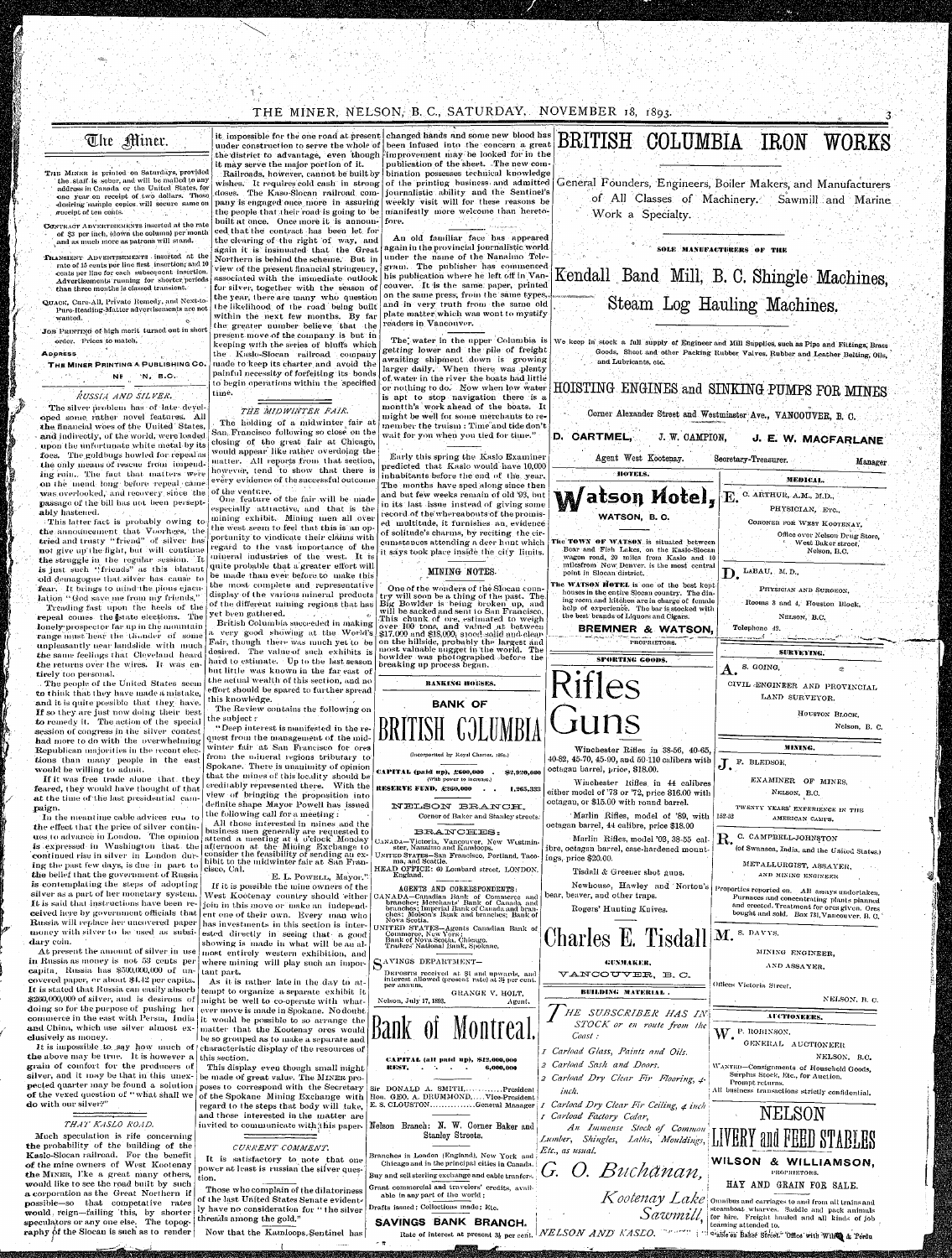# The Miner.

THE MINER is printed on Saturdays, provided the staff is sober, and will be mailed to any address in Canada or the United States, for one year on receipt of two dollars. Those desiring sample copies will secure same on receipt of ten cents.

CONTRACT ADVERTISEMENTS inserted at the rate of $3 per inch, (down the column) per month and as much more as patrons will stand.

TRANSIENT ADVERTISEMENTS inserted at the rate of 15 cents per line first insertion; and 10 cents per line for each subsequent insertion. Advertisements running for shorter periods than three months is classed transient.

QUACK, Cure-All, Private Remedy, and Next-to-Pure-Reading-Matter advertisements are not wanted.

JOB PRINTING of high merit turned out in short order. Prices to match.

ADDRESS

THE MINER PRINTING & PUBLISHING CO. NELSON, B.C.

## RUSSIA AND SILVER.

The silver problem has of late developed some rather novel features. All the financial woes of the United States, and indirectly, of the world, were loaded upon the unfortunate white metal by its foes. The goldbugs howled for repeal as the only means of rescue from impending ruin. The fact that matters were on the mend long before repeal came was overlooked, and recovery since the passage of the bill has not been perceptably hastened.

This latter fact is probably owing to the announcement that Voorhees, the tried and trusty "friend" of silver has not give up the fight, but will continue the struggle in the regular session. It is just such "friends" as this blatant old demagogue that silver has cause to fear. It brings to mind the pious ejaculation "God save me from my friends."

Treading fast upon the heels of the repeal comes the State elections. The lonely prospector far up in the mountain range must hear the thunder of some unpleasantly near landslide with much the same feelings that Cleveland heard the returns over the wires. It was entirely too personal.

The people of the United States seem to think that they have made a mistake, and it is quite possible that they have. If so they are just now doing their best to remedy it. The action of the special session of congress in the silver contest had more to do with the overwhelming Republican majorities in the recent elections than many people in the east would be willing to admit.

If it was free trade alone that they feared, they would have thought of that at the time of the last presidential campaign.

In the meantime cable advices run to the effect that the price of silver continues to advance in London. The opinion is expressed in Washington that the continued rise in silver in London during the past few days, is due in part to the belief that the government of Russia is contemplating the steps of adopting silver as a part of her monetary system. It is said that instructions have been received here by government officials that Russia will replace her uncovered paper money with silver to be used as subsidiary coin.

At present the amount of silver in use in Russia as money is not 53 cents per capita. Russia has $500,000,000 of uncovered paper, or about $4.42 per capita. It is stated that Russia can easily absorb $280,000,000 of silver, and is desirous of doing so for the purpose of pushing her commerce in the east with Persia, India and China, which use silver almost exclusively as money.

It is impossible to say how much of the above may be true. It is however a grain of comfort for the producers of silver, and it may be that in this unexpected quarter may be found a solution of the vexed question of "what shall we do with our silver?"

## THAT KASLO ROAD.

Much speculation is rife concerning the probability of the building of the Kaslo-Slocan railroad. For the benefit of the mine owners of West Kootenay the MINER, like a great many others, would like to see the road built by such a corporation as the Great Northern if possible—so that competative rates would reign—failing this, by shorter speculators or any one else. The topography of the Slocan is such as to render it impossible for the one road at present under construction to serve the whole of the district to advantage, even though it may serve the major portion of it.

Railroads, however, cannot be built by wishes. It requires cold cash in strong doses. The Kaso-Slocan railroad company is engaged once more in assuring the people that their road is going to be built at once. Once more it is announced that the contract has been let for the clearing of the right of way, and again it is insinuated that the Great Northern is behind the scheme. But in view of the present financial stringency, associated with the immediate outlook for silver, together with the season of the year, there are many who question the likelihood of the road being built within the next few months. By far the greater number believe that the present move of the company is but in keeping with the series of bluffs which the Kaslo-Slocan railroad company made to keep its charter and avoid the painful necessity of forfeiting its bonds to begin operations within the specified time.

## THE MIDWINTER FAIR.

The holding of a midwinter fair at San Francisco following so close on the closing of the great fair at Chicago, would appear like rather overdoing the matter. All reports from that section, however, tend to show that there is every evidence of the successful outcome of the venture.

One feature of the fair will be made especially attractive, and that is the mining exhibit. Mining men all over the west seem to feel that this is an opportunity to vindicate their claims with regard to the vast importance of the mineral industries of the west. It is quite probable that a greater effort will be made than ever before to make this the most complete and representative display of the various mineral products of the different mining regions that has yet been gathered.

British Columbia succeeded in making a very good showing at the World's Fair, though there was much yet to be desired. The value of such exhibits is hard to estimate. Up to the last season but little was known in the far east of the actual wealth of this section, and no effort should be spared to further spread this knowledge.

The Review contains the following on the subject:

"Deep interest is manifested in the request from the management of the midwinter fair at San Francisco for ores from the mineral regions tributary to Spokane. There is unanimity of opinion that the mines of this locality should be creditably represented there. With the view of bringing the proposition into definite shape Mayor Powell has issued the following call for a meeting:

All those interested in mines and the business men generally are requested to attend a meeting at 4 o'clock Monday afternoon at the Mining Exchange to consider the feasibility of sending an exhibit to the midwinter fair at San Francisco, Cal.

E. L. POWELL, Mayor."

If it is possible the mine owners of the West Kootenay country should either join in this move or make an independent one of their own. Every man who has investments in this section is interested directly in seeing that a good showing is made in what will be an almost entirely western exhibition, and where mining will play such an important part.

As it is rather late in the day to attempt to organize a separate exhibit it might be well to co-operate with whatever move is made in Spokane. No doubt it would be possible to so arrange the matter that the Kootenay ores would be so grouped as to make a separate and characteristic display of the resources of this section.

This display even though small might be made of great value. The MINER proposes to correspond with the Secretary of the Spokane Mining Exchange with regard to the steps that body will take, and those interested in the matter are invited to communicate with this paper.

## CURRENT COMMENT.

It is satisfactory to note that one power at least is russian the silver question.

Those who complain of the dilatoriness of the last United States Senate evidently have no consideration for "the silver threads among the gold."

Now that the Kamloops Sentinel has changed hands and some new blood has been infused into the concern a great improvement may be looked for in the publication of the sheet. The new combination possesses technical knowledge of the printing business and admitted journalistic ability and the Sentinel's weekly visit will for these reasons be manifestly more welcome than heretofore.

An old familiar face has appeared again in the provincial journalistic world under the name of the Nanaimo Telegram. The publisher has commenced his publication where he left off in Vancouver. It is the same paper, printed on the same press, from the same types, and in very truth from the same old plate matter which was wont to mystify readers in Vancouver.

The water in the upper Columbia is getting lower and the pile of freight awaiting shipment down is growing larger daily. When there was plenty of water in the river the boats had little or nothing to do. Now when low water is apt to stop navigation there is a month's work ahead of the boats. It might be well for some merchants to remember the truism: Time and tide don't wait for you when you tied for time."

Early this spring the Kaslo Examiner predicted that Kaslo would have 10,000 inhabitants before the end of the year. The months have sped along since then and but few weeks remain of old '93, but in its last issue instead of giving some record of the whereabouts of the promised multitude, it furnishes an evidence of solitude's charms, by reciting the circumstances attending a deer hunt which it says took place inside the city limits.

## MINING NOTES.

One of the wonders of the Slocan country will soon be a thing of the past. The Big Bowlder is being broken up, and will be sacked and sent to San Francisco. This chunk of ore, estimated to weigh over 100 tons, and valued at between $17,000 and $18,000, stood solid and clean on the hillside, probably the largest and most valuable nugget in the world. The bowlder was photographed before the breaking up process began.

BANKING HOUSES.

# BANK OF BRITISH COLUMBIA

(Incorporated by Royal Charter, 1862.)

CAPITAL (paid up), £600,000 . . $2,920,000 (with power to increase.)

RESERVE FUND, £260,000 . . 1,265,333

NELSON BRANCH.

Corner of Baker and Stanley streets.

BRANCHES:

CANADA—Victoria, Vancouver, New Westminster, Nanaimo and Kamloops.

UNITED STATES—San Francisco, Portland, Tacoma, and Seattle.

HEAD OFFICE: 60 Lombard street, LONDON, England.

AGENTS AND CORRESPONDENTS:

CANADA—Canadian Bank of Commerce and branches; Merchants' Bank of Canada and branches; Imperial Bank of Canada and branches; Molson's Bank and branches; Bank of Nova Scotia.

UNITED STATES—Agents Canadian Bank of Commerce, New York; Bank of Nova Scotia, Chicago. Traders' National Bank, Spokane.

SAVINGS DEPARTMENT—

DEPOSITS received at $1 and upwards, and interest allowed (present rate) at 3½ per cent. per annum.

GRANGE V. HOLT, Agent.

Nelson, July 17, 1893.

# Bank of Montreal.

CAPITAL (all paid up), $12,000,000

REST, . . . . . 6,000,000

Sir DONALD A. SMITH, . . . . . President

Hon. GEO. A. DRUMMOND, . . . Vice-President

E. S. CLOUSTON . . . . . . . General Manager

Nelson Branch: N. W. Corner Baker and Stanley Streets.

Branches in London (England), New York and Chicago and in the principal cities in Canada.

Buy and sell sterling exchange and cable transfers.

Grant commercial and travelers' credits, available in any part of the world;

Drafts issued; Collections made; Etc.

SAVINGS BANK BRANCH.

Rate of interest at present 3½ per cent.

# BRITISH COLUMBIA IRON WORKS

General Founders, Engineers, Boiler Makers, and Manufacturers of All Classes of Machinery. Sawmill and Marine Work a Specialty.

SOLE MANUFACTURERS OF THE

## Kendall Band Mill, B. C. Shingle Machines, Steam Log Hauling Machines.

We keep in stock a full supply of Engineer and Mill Supplies, such as Pipe and Fittings, Brass Goods, Sheet and other Packing Rubber Valves, Rubber and Leather Belting, Oils, and Lubricants, etc.

## HOISTING ENGINES and SINKING PUMPS FOR MINES

Corner Alexander Street and Westminster Ave., VANCOUVER, B. C.

D. CARTMEL, Agent West Kootenay. J. W. CAMPION, Secretary-Treasurer. J. E. W. MACFARLANE Manager

HOTELS.

# Watson Hotel, WATSON, B. C.

The TOWN OF WATSON is situated between Bear and Fish Lakes, on the Kaslo-Slocan wagon road, 20 miles from Kaslo and 10 miles from New Denver. is the most central point in Slocan district.

The WATSON HOTEL is one of the best kept houses in the entire Slocan country. The dining room and kitchen are in charge of female help of experience. The bar is stocked with the best brands of Liquors and Cigars.

BREMNER & WATSON, PROPRIETORS.

SPORTING GOODS.

# Rifles Guns

Winchester Rifles in 38-56, 40-65, 40-82, 45-70, 45-90, and 50-110 calibers with octagon barrel, price, $18.00.

Winchester Rifles in 44 calibres either model of '73 or '72, price $16.00 with octagon, or $15.00 with round barrel.

Marlin Rifles, model of '89, with octagon barrel, 44 calibre, price $18.00.

Marlin Rifles, model '93, 38-55 calibre, octagon barrel, case-hardened mountings, price $20.00.

Tisdall & Greener shot guns.

Newhouse, Hawley and Norton's bear, beaver, and other traps.

Rogers' Hunting Knives.

# Charles E. Tisdall

GUNMAKER,

VANCOUVER, B. C.

BUILDING MATERIAL.

THE SUBSCRIBER HAS IN STOCK or en route from the Coast:

1 Carload Glass, Paints and Oils.

1 Carload Sash and Doors.

2 Carload Dry Clear Fir Flooring, 4-inch.

1 Carload Dry Clear Fir Ceiling, 4 inch

1 Carload Factory Cedar,

An Immense Stock of Common Lumber, Shingles, Laths, Mouldings, Etc., as usual.

G. O. Buchanan, Kootenay Lake Sawmill,

NELSON AND KASLO.

MEDICAL.

E. C. ARTHUR, A.M., M.D., PHYSICIAN, ETC., CORONER FOR WEST KOOTENAY, Office over Nelson Drug Store, West Baker street, Nelson, B.C.

D. LABAU, M. D., PHYSICIAN AND SURGEON, Rooms 3 and 4, Houston Block, NELSON, B.C. Telephone 43.

SURVEYING.

A. S. GOING, CIVIL ENGINEER AND PROVINCIAL LAND SURVEYOR. HOUSTON BLOCK, Nelson, B. C.

MINING.

J. F. BLEDSOE, EXAMINER OF MINES, NELSON, B.C. TWENTY YEARS' EXPERIENCE IN THE AMERICAN CAMPS.

R. C. CAMPBELL-JOHNSTON (of Swansea, India, and the United States.) METALLURGIST, ASSAYER, AND MINING ENGINEER

Properties reported on. All assays undertaken. Furnaces and concentrating plants planned and erected. Treatment for ores given. Ores bought and sold. Box 731, Vancouver, B. C.

M. S. DAVYS, MINING ENGINEER, AND ASSAYER. Offices Victoria Street, NELSON, B. C.

AUCTIONEERS.

W. P. ROBINSON, GENERAL AUCTIONEER NELSON, B.C.

WANTED—Consignments of Household Goods, Surplus Stock, Etc., for Auction. Prompt returns. All business transactions strictly confidential.

# NELSON LIVERY and FEED STABLES

WILSON & WILLIAMSON, PROPRIETORS.

HAY AND GRAIN FOR SALE.

Omnibus and carriages to and from all trains and steamboat wharves. Saddle and pack animals for hire. Freight hauled and all kinds of job teaming attended to.

Stable on Baker Street. Office with Wilson & Perdue